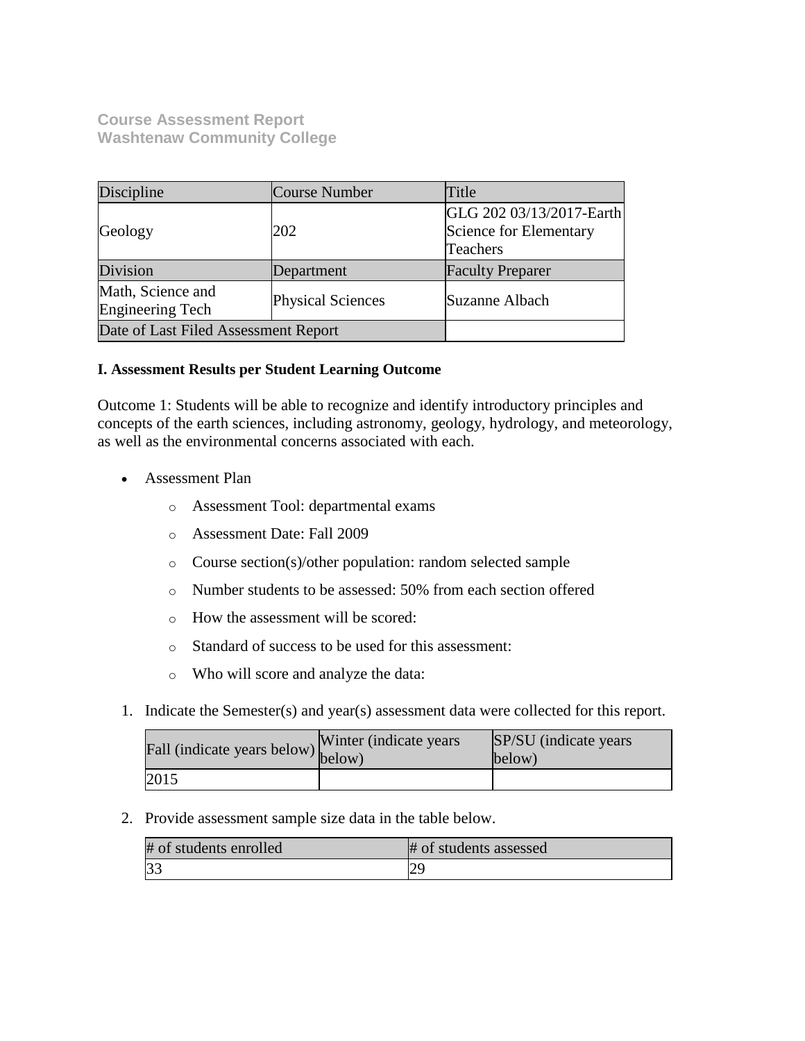**Course Assessment Report**
**Washtenaw Community College**

| Discipline | Course Number | Title |
|---|---|---|
| Geology | 202 | GLG 202 03/13/2017-Earth Science for Elementary Teachers |
| Division | Department | Faculty Preparer |
| Math, Science and Engineering Tech | Physical Sciences | Suzanne Albach |
| Date of Last Filed Assessment Report | | |

**I. Assessment Results per Student Learning Outcome**

Outcome 1: Students will be able to recognize and identify introductory principles and concepts of the earth sciences, including astronomy, geology, hydrology, and meteorology, as well as the environmental concerns associated with each.

- Assessment Plan
    - Assessment Tool: departmental exams
    - Assessment Date: Fall 2009
    - Course section(s)/other population: random selected sample
    - Number students to be assessed: 50% from each section offered
    - How the assessment will be scored:
    - Standard of success to be used for this assessment:
    - Who will score and analyze the data:

1. Indicate the Semester(s) and year(s) assessment data were collected for this report.

| Fall (indicate years below) | Winter (indicate years below) | SP/SU (indicate years below) |
|---|---|---|
| 2015 | | |

2. Provide assessment sample size data in the table below.

| # of students enrolled | # of students assessed |
|---|---|
| 33 | 29 |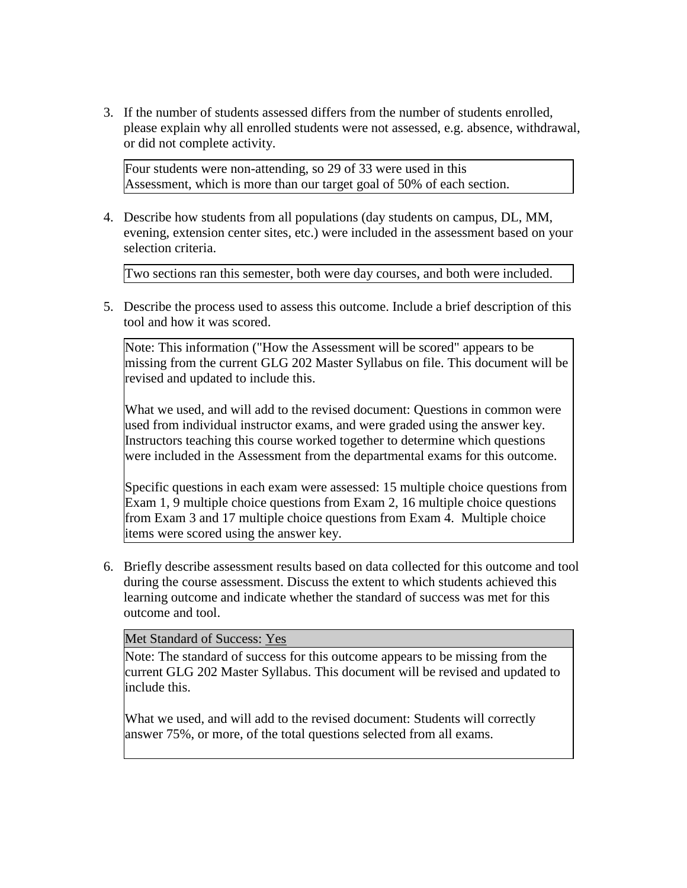3. If the number of students assessed differs from the number of students enrolled, please explain why all enrolled students were not assessed, e.g. absence, withdrawal, or did not complete activity.

    Four students were non-attending, so 29 of 33 were used in this Assessment, which is more than our target goal of 50% of each section.

4. Describe how students from all populations (day students on campus, DL, MM, evening, extension center sites, etc.) were included in the assessment based on your selection criteria.

    Two sections ran this semester, both were day courses, and both were included.

5. Describe the process used to assess this outcome. Include a brief description of this tool and how it was scored.

    Note: This information ("How the Assessment will be scored" appears to be missing from the current GLG 202 Master Syllabus on file. This document will be revised and updated to include this.

    What we used, and will add to the revised document: Questions in common were used from individual instructor exams, and were graded using the answer key. Instructors teaching this course worked together to determine which questions were included in the Assessment from the departmental exams for this outcome.

    Specific questions in each exam were assessed: 15 multiple choice questions from Exam 1, 9 multiple choice questions from Exam 2, 16 multiple choice questions from Exam 3 and 17 multiple choice questions from Exam 4. Multiple choice items were scored using the answer key.

6. Briefly describe assessment results based on data collected for this outcome and tool during the course assessment. Discuss the extent to which students achieved this learning outcome and indicate whether the standard of success was met for this outcome and tool.

    Met Standard of Success: Yes

    Note: The standard of success for this outcome appears to be missing from the current GLG 202 Master Syllabus. This document will be revised and updated to include this.

    What we used, and will add to the revised document: Students will correctly answer 75%, or more, of the total questions selected from all exams.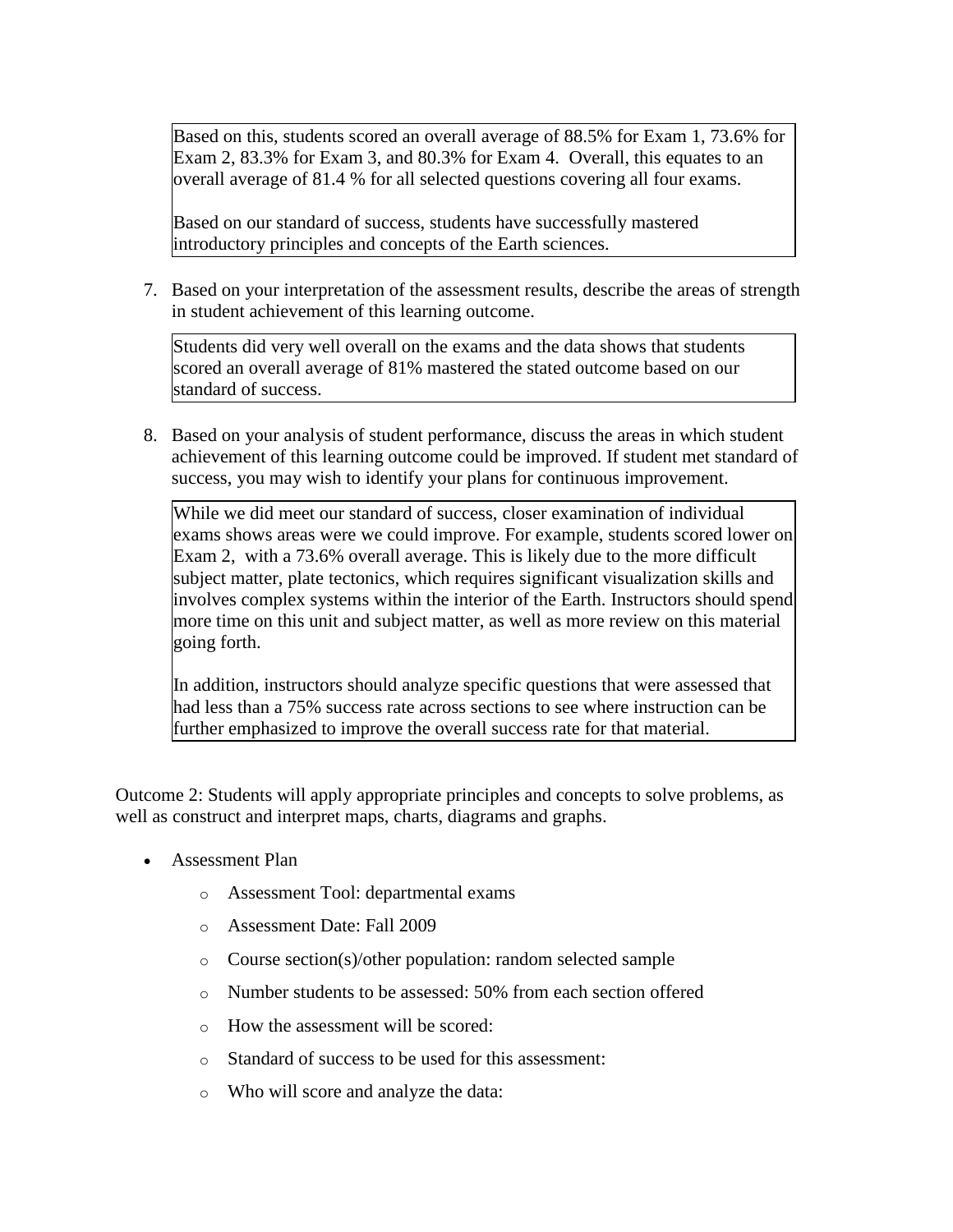Based on this, students scored an overall average of 88.5% for Exam 1, 73.6% for Exam 2, 83.3% for Exam 3, and 80.3% for Exam 4. Overall, this equates to an overall average of 81.4 % for all selected questions covering all four exams.

Based on our standard of success, students have successfully mastered introductory principles and concepts of the Earth sciences.

7. Based on your interpretation of the assessment results, describe the areas of strength in student achievement of this learning outcome.

   Students did very well overall on the exams and the data shows that students scored an overall average of 81% mastered the stated outcome based on our standard of success.

8. Based on your analysis of student performance, discuss the areas in which student achievement of this learning outcome could be improved. If student met standard of success, you may wish to identify your plans for continuous improvement.

   While we did meet our standard of success, closer examination of individual exams shows areas were we could improve. For example, students scored lower on Exam 2, with a 73.6% overall average. This is likely due to the more difficult subject matter, plate tectonics, which requires significant visualization skills and involves complex systems within the interior of the Earth. Instructors should spend more time on this unit and subject matter, as well as more review on this material going forth.

   In addition, instructors should analyze specific questions that were assessed that had less than a 75% success rate across sections to see where instruction can be further emphasized to improve the overall success rate for that material.

Outcome 2: Students will apply appropriate principles and concepts to solve problems, as well as construct and interpret maps, charts, diagrams and graphs.

- Assessment Plan
  - Assessment Tool: departmental exams
  - Assessment Date: Fall 2009
  - Course section(s)/other population: random selected sample
  - Number students to be assessed: 50% from each section offered
  - How the assessment will be scored:
  - Standard of success to be used for this assessment:
  - Who will score and analyze the data: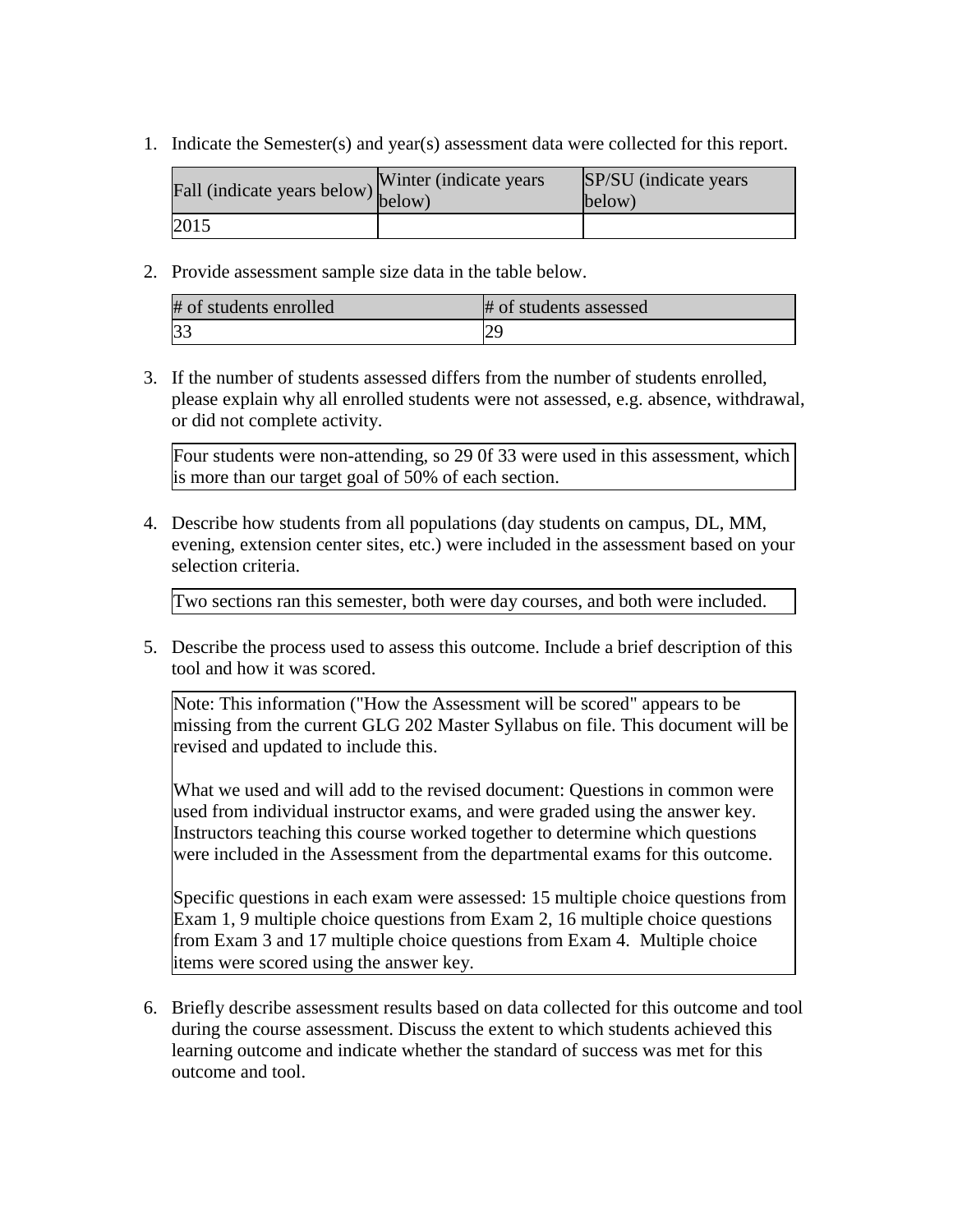1. Indicate the Semester(s) and year(s) assessment data were collected for this report.

| Fall (indicate years below) | Winter (indicate years below) | SP/SU (indicate years below) |
|---|---|---|
| 2015 | | |

2. Provide assessment sample size data in the table below.

| # of students enrolled | # of students assessed |
|---|---|
| 33 | 29 |

3. If the number of students assessed differs from the number of students enrolled, please explain why all enrolled students were not assessed, e.g. absence, withdrawal, or did not complete activity.

| Four students were non-attending, so 29 0f 33 were used in this assessment, which is more than our target goal of 50% of each section. |
|---|

4. Describe how students from all populations (day students on campus, DL, MM, evening, extension center sites, etc.) were included in the assessment based on your selection criteria.

| Two sections ran this semester, both were day courses, and both were included. |
|---|

5. Describe the process used to assess this outcome. Include a brief description of this tool and how it was scored.

Note: This information ("How the Assessment will be scored" appears to be missing from the current GLG 202 Master Syllabus on file. This document will be revised and updated to include this.

What we used and will add to the revised document: Questions in common were used from individual instructor exams, and were graded using the answer key. Instructors teaching this course worked together to determine which questions were included in the Assessment from the departmental exams for this outcome.

Specific questions in each exam were assessed: 15 multiple choice questions from Exam 1, 9 multiple choice questions from Exam 2, 16 multiple choice questions from Exam 3 and 17 multiple choice questions from Exam 4. Multiple choice items were scored using the answer key.

6. Briefly describe assessment results based on data collected for this outcome and tool during the course assessment. Discuss the extent to which students achieved this learning outcome and indicate whether the standard of success was met for this outcome and tool.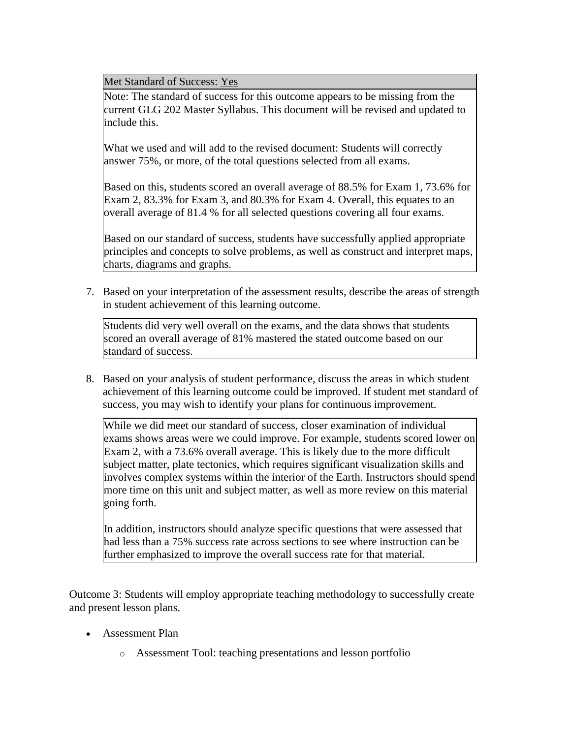Met Standard of Success: Yes

Note: The standard of success for this outcome appears to be missing from the current GLG 202 Master Syllabus. This document will be revised and updated to include this.

What we used and will add to the revised document: Students will correctly answer 75%, or more, of the total questions selected from all exams.

Based on this, students scored an overall average of 88.5% for Exam 1, 73.6% for Exam 2, 83.3% for Exam 3, and 80.3% for Exam 4. Overall, this equates to an overall average of 81.4 % for all selected questions covering all four exams.

Based on our standard of success, students have successfully applied appropriate principles and concepts to solve problems, as well as construct and interpret maps, charts, diagrams and graphs.

7. Based on your interpretation of the assessment results, describe the areas of strength in student achievement of this learning outcome.

Students did very well overall on the exams, and the data shows that students scored an overall average of 81% mastered the stated outcome based on our standard of success.

8. Based on your analysis of student performance, discuss the areas in which student achievement of this learning outcome could be improved. If student met standard of success, you may wish to identify your plans for continuous improvement.

While we did meet our standard of success, closer examination of individual exams shows areas were we could improve. For example, students scored lower on Exam 2, with a 73.6% overall average. This is likely due to the more difficult subject matter, plate tectonics, which requires significant visualization skills and involves complex systems within the interior of the Earth. Instructors should spend more time on this unit and subject matter, as well as more review on this material going forth.

In addition, instructors should analyze specific questions that were assessed that had less than a 75% success rate across sections to see where instruction can be further emphasized to improve the overall success rate for that material.

Outcome 3: Students will employ appropriate teaching methodology to successfully create and present lesson plans.

- Assessment Plan
  - Assessment Tool: teaching presentations and lesson portfolio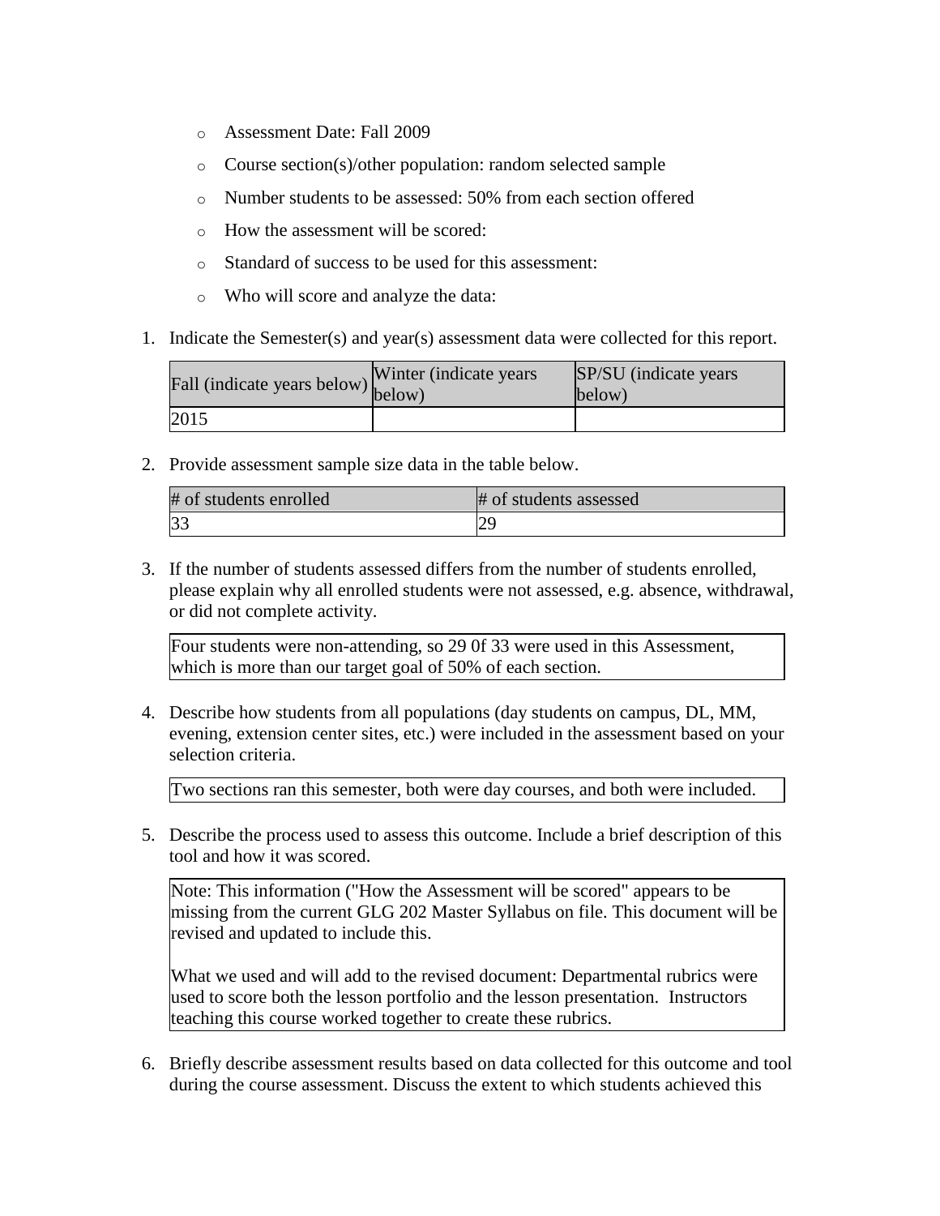- Assessment Date: Fall 2009
- Course section(s)/other population: random selected sample
- Number students to be assessed: 50% from each section offered
- How the assessment will be scored:
- Standard of success to be used for this assessment:
- Who will score and analyze the data:

1. Indicate the Semester(s) and year(s) assessment data were collected for this report.

| Fall (indicate years below) | Winter (indicate years below) | SP/SU (indicate years below) |
|---|---|---|
| 2015 | | |

2. Provide assessment sample size data in the table below.

| # of students enrolled | # of students assessed |
|---|---|
| 33 | 29 |

3. If the number of students assessed differs from the number of students enrolled, please explain why all enrolled students were not assessed, e.g. absence, withdrawal, or did not complete activity.

| Four students were non-attending, so 29 0f 33 were used in this Assessment, which is more than our target goal of 50% of each section. |
|---|

4. Describe how students from all populations (day students on campus, DL, MM, evening, extension center sites, etc.) were included in the assessment based on your selection criteria.

| Two sections ran this semester, both were day courses, and both were included. |
|---|

5. Describe the process used to assess this outcome. Include a brief description of this tool and how it was scored.

| Note: This information ("How the Assessment will be scored" appears to be missing from the current GLG 202 Master Syllabus on file. This document will be revised and updated to include this. <br><br> What we used and will add to the revised document: Departmental rubrics were used to score both the lesson portfolio and the lesson presentation. Instructors teaching this course worked together to create these rubrics. |
|---|

6. Briefly describe assessment results based on data collected for this outcome and tool during the course assessment. Discuss the extent to which students achieved this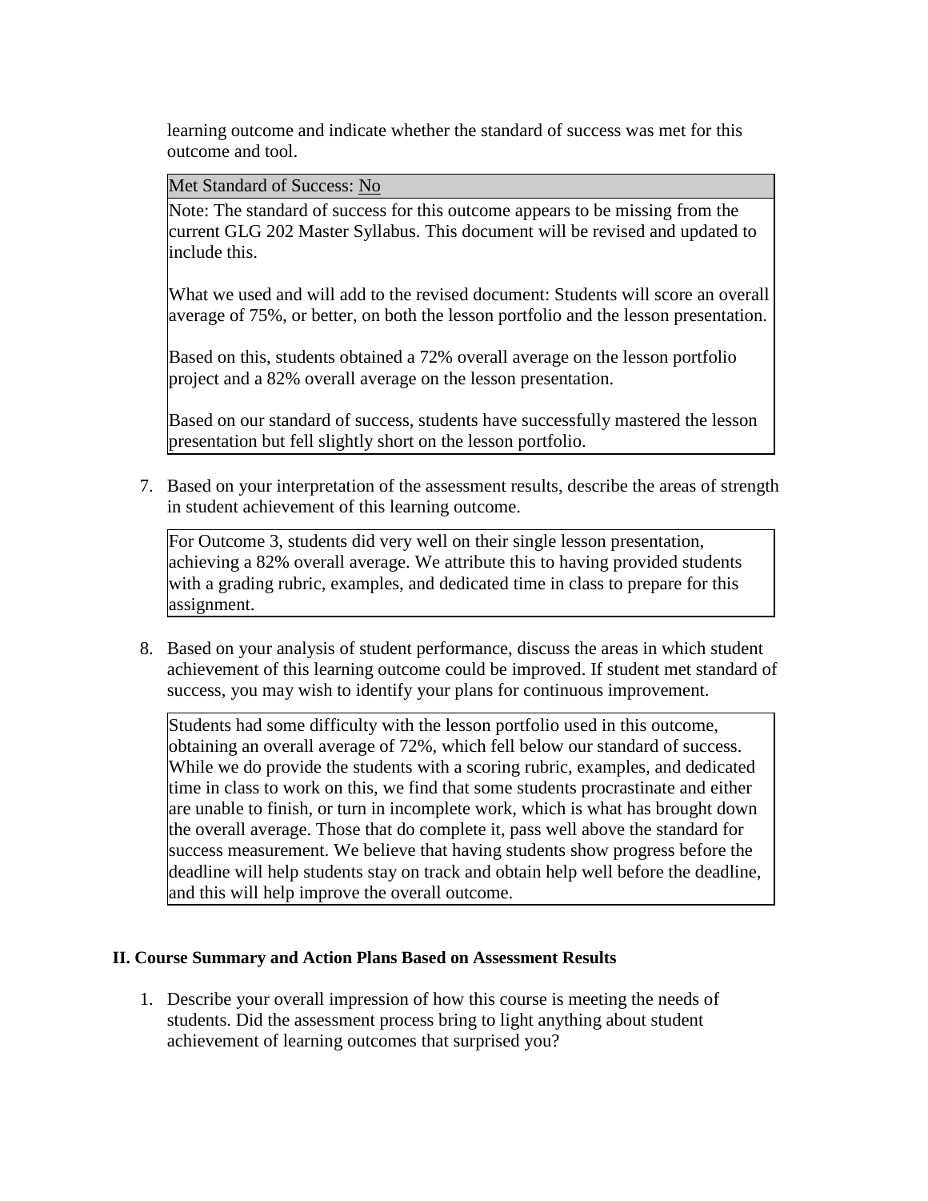learning outcome and indicate whether the standard of success was met for this outcome and tool.

| Met Standard of Success: No |
|---|
| Note: The standard of success for this outcome appears to be missing from the current GLG 202 Master Syllabus. This document will be revised and updated to include this.<br><br>What we used and will add to the revised document: Students will score an overall average of 75%, or better, on both the lesson portfolio and the lesson presentation.<br><br>Based on this, students obtained a 72% overall average on the lesson portfolio project and a 82% overall average on the lesson presentation.<br><br>Based on our standard of success, students have successfully mastered the lesson presentation but fell slightly short on the lesson portfolio. |

7. Based on your interpretation of the assessment results, describe the areas of strength in student achievement of this learning outcome.

| For Outcome 3, students did very well on their single lesson presentation, achieving a 82% overall average. We attribute this to having provided students with a grading rubric, examples, and dedicated time in class to prepare for this assignment. |
|---|

8. Based on your analysis of student performance, discuss the areas in which student achievement of this learning outcome could be improved. If student met standard of success, you may wish to identify your plans for continuous improvement.

| Students had some difficulty with the lesson portfolio used in this outcome, obtaining an overall average of 72%, which fell below our standard of success. While we do provide the students with a scoring rubric, examples, and dedicated time in class to work on this, we find that some students procrastinate and either are unable to finish, or turn in incomplete work, which is what has brought down the overall average. Those that do complete it, pass well above the standard for success measurement. We believe that having students show progress before the deadline will help students stay on track and obtain help well before the deadline, and this will help improve the overall outcome. |
|---|

### II. Course Summary and Action Plans Based on Assessment Results

1. Describe your overall impression of how this course is meeting the needs of students. Did the assessment process bring to light anything about student achievement of learning outcomes that surprised you?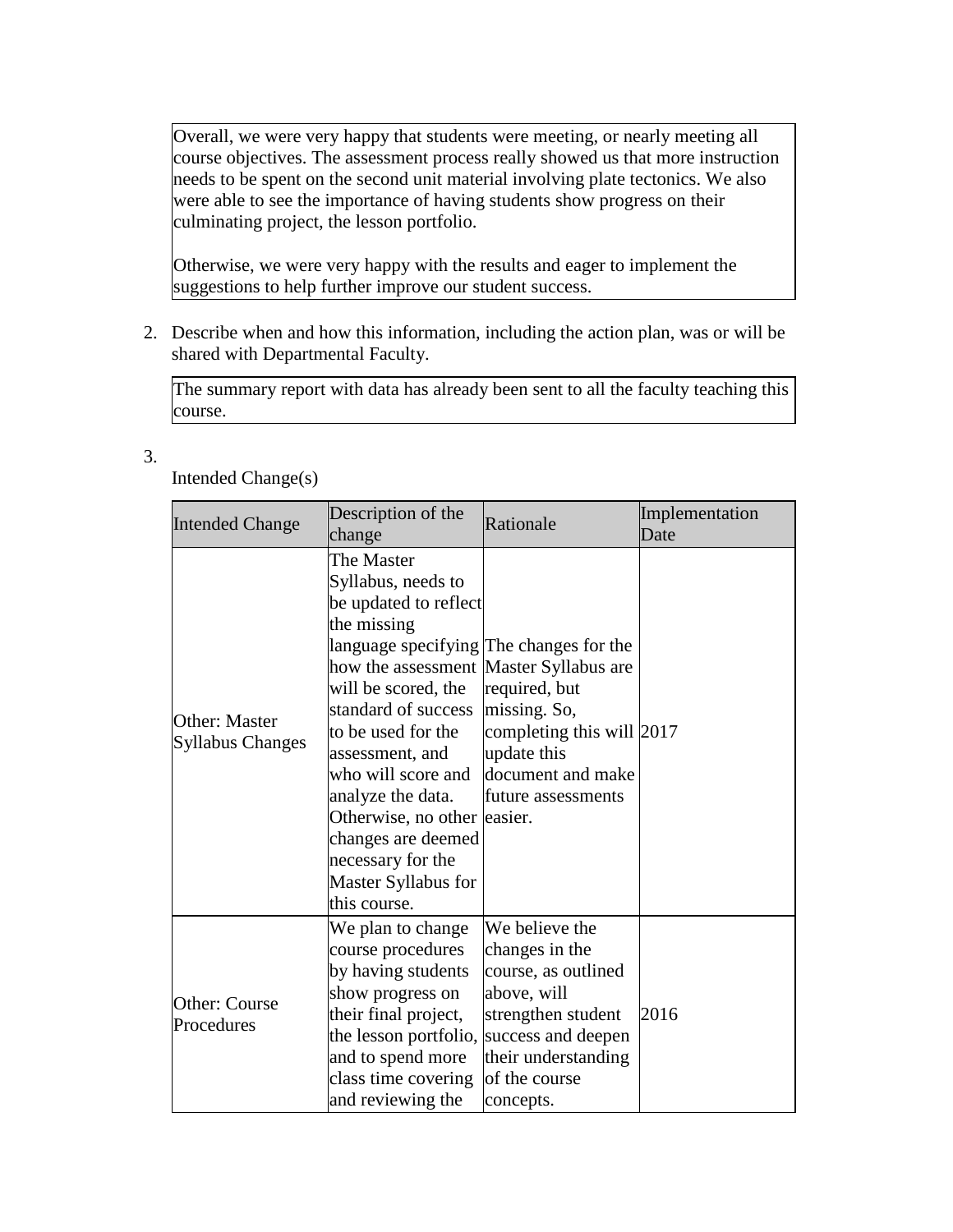Overall, we were very happy that students were meeting, or nearly meeting all course objectives. The assessment process really showed us that more instruction needs to be spent on the second unit material involving plate tectonics. We also were able to see the importance of having students show progress on their culminating project, the lesson portfolio.

Otherwise, we were very happy with the results and eager to implement the suggestions to help further improve our student success.

2. Describe when and how this information, including the action plan, was or will be shared with Departmental Faculty.

The summary report with data has already been sent to all the faculty teaching this course.

3. Intended Change(s)

| Intended Change | Description of the change | Rationale | Implementation Date |
|---|---|---|---|
| Other: Master Syllabus Changes | The Master Syllabus, needs to be updated to reflect the missing language specifying how the assessment will be scored, the standard of success to be used for the assessment, and who will score and analyze the data. Otherwise, no other changes are deemed necessary for the Master Syllabus for this course. | The changes for the Master Syllabus are required, but missing. So, completing this will update this document and make future assessments easier. | 2017 |
| Other: Course Procedures | We plan to change course procedures by having students show progress on their final project, the lesson portfolio, and to spend more class time covering and reviewing the | We believe the changes in the course, as outlined above, will strengthen student success and deepen their understanding of the course concepts. | 2016 |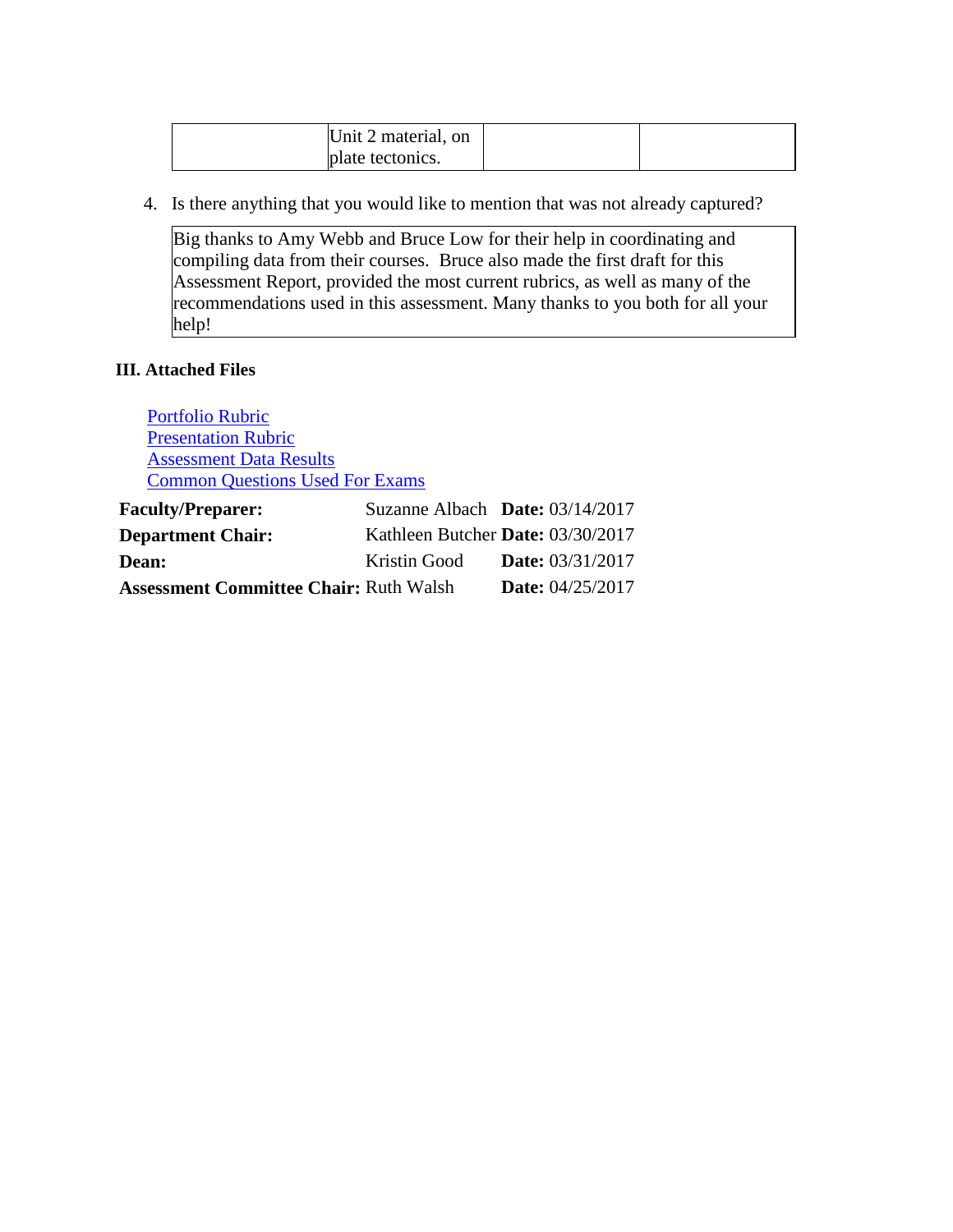| | | | |
|---|---|---|---|
| | Unit 2 material, on plate tectonics. | | |

4. Is there anything that you would like to mention that was not already captured?

| |
|---|
| Big thanks to Amy Webb and Bruce Low for their help in coordinating and compiling data from their courses. Bruce also made the first draft for this Assessment Report, provided the most current rubrics, as well as many of the recommendations used in this assessment. Many thanks to you both for all your help! |

### III. Attached Files

Portfolio Rubric
Presentation Rubric
Assessment Data Results
Common Questions Used For Exams

| | | |
|---|---|---|
| **Faculty/Preparer:** | Suzanne Albach | **Date:** 03/14/2017 |
| **Department Chair:** | Kathleen Butcher | **Date:** 03/30/2017 |
| **Dean:** | Kristin Good | **Date:** 03/31/2017 |
| **Assessment Committee Chair:** | Ruth Walsh | **Date:** 04/25/2017 |